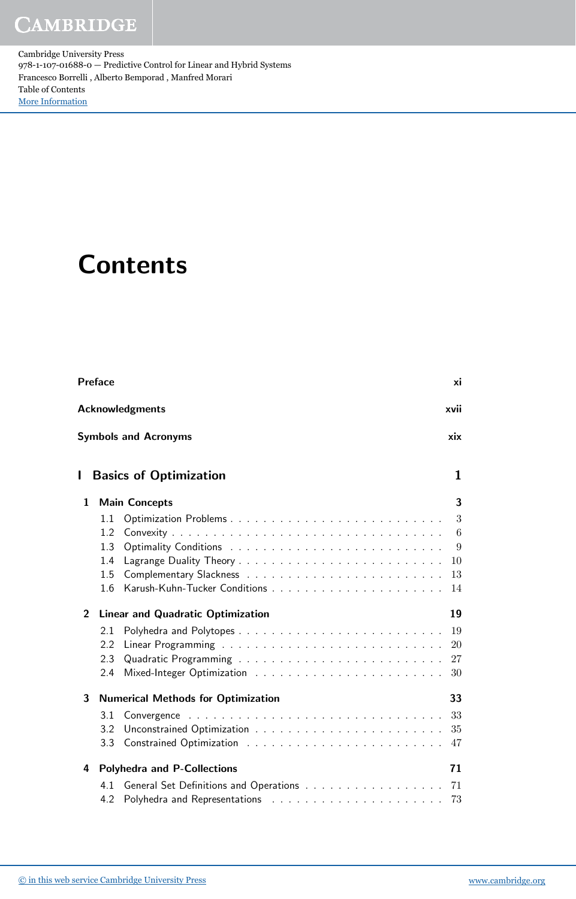# Contents

**Preface** xi

**Acknowledgments** xvii

**Symbols and Acronyms** xix

## I Basics of Optimization 1

### 1 Main Concepts 3

- 1.1 Optimization Problems . . . . . . . . 3
- 1.2 Convexity . . . . . . . . 6
- 1.3 Optimality Conditions . . . . . . . . 9
- 1.4 Lagrange Duality Theory . . . . . . . . 10
- 1.5 Complementary Slackness . . . . . . . . 13
- 1.6 Karush-Kuhn-Tucker Conditions . . . . . . . . 14

### 2 Linear and Quadratic Optimization 19

- 2.1 Polyhedra and Polytopes . . . . . . . . 19
- 2.2 Linear Programming . . . . . . . . 20
- 2.3 Quadratic Programming . . . . . . . . 27
- 2.4 Mixed-Integer Optimization . . . . . . . . 30

### 3 Numerical Methods for Optimization 33

- 3.1 Convergence . . . . . . . . 33
- 3.2 Unconstrained Optimization . . . . . . . . 35
- 3.3 Constrained Optimization . . . . . . . . 47

### 4 Polyhedra and P-Collections 71

- 4.1 General Set Definitions and Operations . . . . . . . . 71
- 4.2 Polyhedra and Representations . . . . . . . . 73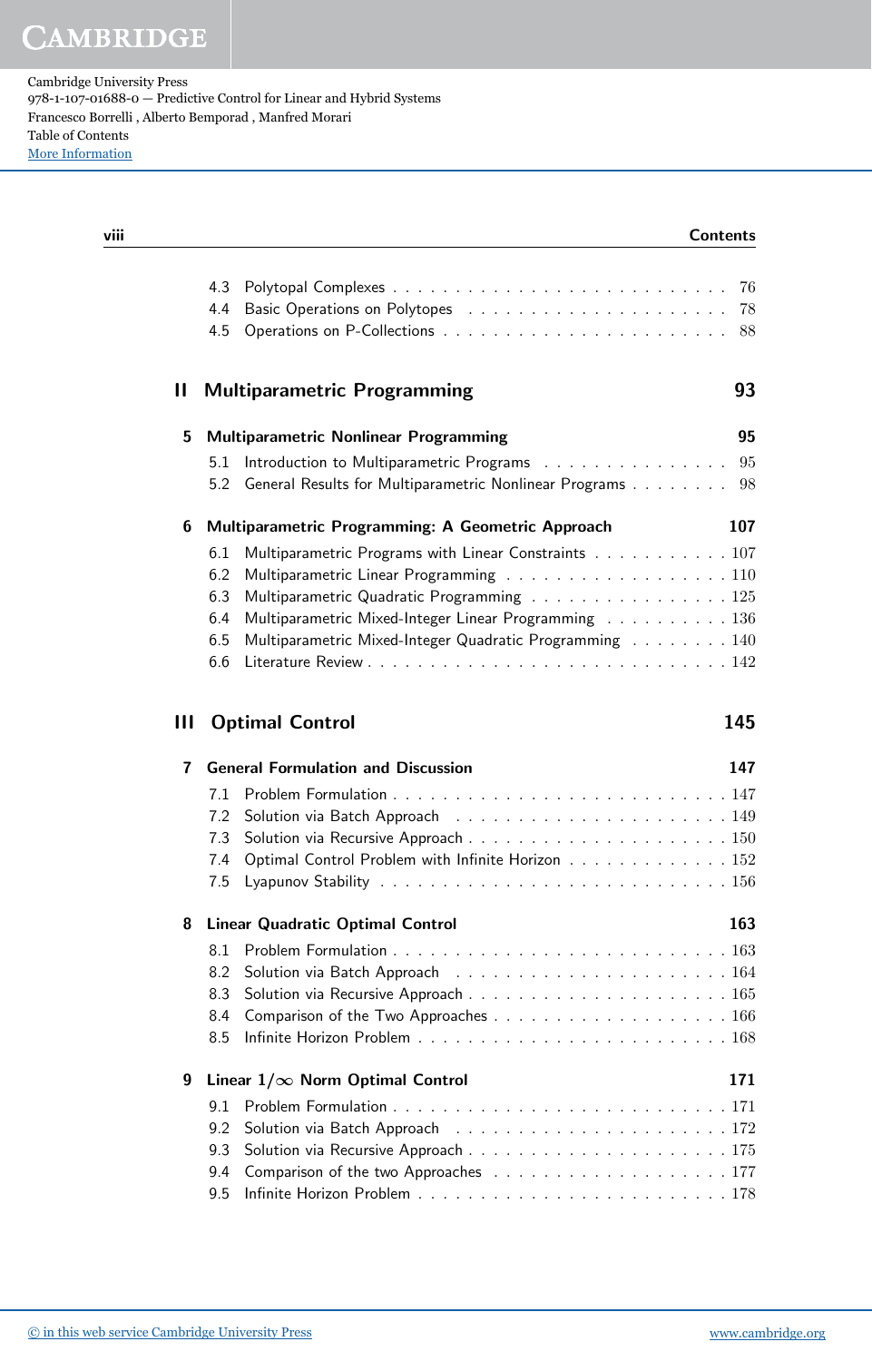4.3 Polytopal Complexes . . . . . . . . . . . . . . . . . . . . . . . . 76
4.4 Basic Operations on Polytopes . . . . . . . . . . . . . . . . . . . 78
4.5 Operations on P-Collections . . . . . . . . . . . . . . . . . . . . 88

## II Multiparametric Programming 93

### 5 Multiparametric Nonlinear Programming 95

5.1 Introduction to Multiparametric Programs . . . . . . . . . . . . . 95
5.2 General Results for Multiparametric Nonlinear Programs . . . . . . . . 98

### 6 Multiparametric Programming: A Geometric Approach 107

6.1 Multiparametric Programs with Linear Constraints . . . . . . . . . . . 107
6.2 Multiparametric Linear Programming . . . . . . . . . . . . . . . . . 110
6.3 Multiparametric Quadratic Programming . . . . . . . . . . . . . . . 125
6.4 Multiparametric Mixed-Integer Linear Programming . . . . . . . . . . 136
6.5 Multiparametric Mixed-Integer Quadratic Programming . . . . . . . . 140
6.6 Literature Review . . . . . . . . . . . . . . . . . . . . . . . . . . 142

## III Optimal Control 145

### 7 General Formulation and Discussion 147

7.1 Problem Formulation . . . . . . . . . . . . . . . . . . . . . . . . 147
7.2 Solution via Batch Approach . . . . . . . . . . . . . . . . . . . . 149
7.3 Solution via Recursive Approach . . . . . . . . . . . . . . . . . . 150
7.4 Optimal Control Problem with Infinite Horizon . . . . . . . . . . . . 152
7.5 Lyapunov Stability . . . . . . . . . . . . . . . . . . . . . . . . . 156

### 8 Linear Quadratic Optimal Control 163

8.1 Problem Formulation . . . . . . . . . . . . . . . . . . . . . . . . 163
8.2 Solution via Batch Approach . . . . . . . . . . . . . . . . . . . . 164
8.3 Solution via Recursive Approach . . . . . . . . . . . . . . . . . . 165
8.4 Comparison of the Two Approaches . . . . . . . . . . . . . . . . . 166
8.5 Infinite Horizon Problem . . . . . . . . . . . . . . . . . . . . . . 168

### 9 Linear $1/\infty$ Norm Optimal Control 171

9.1 Problem Formulation . . . . . . . . . . . . . . . . . . . . . . . . 171
9.2 Solution via Batch Approach . . . . . . . . . . . . . . . . . . . . 172
9.3 Solution via Recursive Approach . . . . . . . . . . . . . . . . . . 175
9.4 Comparison of the two Approaches . . . . . . . . . . . . . . . . . 177
9.5 Infinite Horizon Problem . . . . . . . . . . . . . . . . . . . . . . 178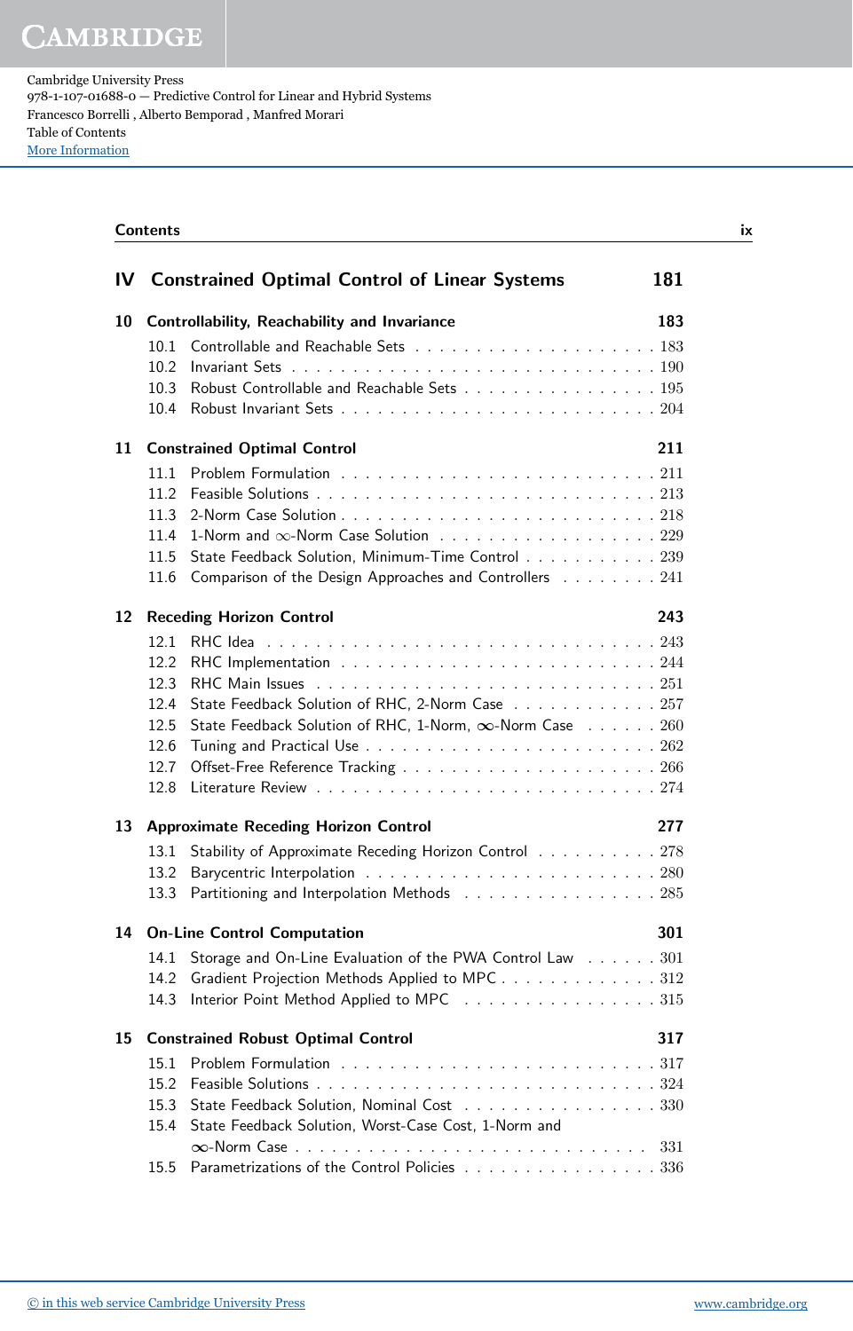# IV Constrained Optimal Control of Linear Systems 181

## 10 Controllability, Reachability and Invariance 183

- 10.1 Controllable and Reachable Sets . . . . . . . . . . . . . . . . . . . . 183
- 10.2 Invariant Sets . . . . . . . . . . . . . . . . . . . . . . . . . . . . 190
- 10.3 Robust Controllable and Reachable Sets . . . . . . . . . . . . . . . . 195
- 10.4 Robust Invariant Sets . . . . . . . . . . . . . . . . . . . . . . . . . 204

## 11 Constrained Optimal Control 211

- 11.1 Problem Formulation . . . . . . . . . . . . . . . . . . . . . . . . . 211
- 11.2 Feasible Solutions . . . . . . . . . . . . . . . . . . . . . . . . . . 213
- 11.3 2-Norm Case Solution . . . . . . . . . . . . . . . . . . . . . . . . . 218
- 11.4 1-Norm and $\infty$-Norm Case Solution . . . . . . . . . . . . . . . . . . 229
- 11.5 State Feedback Solution, Minimum-Time Control . . . . . . . . . . . 239
- 11.6 Comparison of the Design Approaches and Controllers . . . . . . . . 241

## 12 Receding Horizon Control 243

- 12.1 RHC Idea . . . . . . . . . . . . . . . . . . . . . . . . . . . . . . . 243
- 12.2 RHC Implementation . . . . . . . . . . . . . . . . . . . . . . . . . 244
- 12.3 RHC Main Issues . . . . . . . . . . . . . . . . . . . . . . . . . . . 251
- 12.4 State Feedback Solution of RHC, 2-Norm Case . . . . . . . . . . . . 257
- 12.5 State Feedback Solution of RHC, 1-Norm, $\infty$-Norm Case . . . . . . 260
- 12.6 Tuning and Practical Use . . . . . . . . . . . . . . . . . . . . . . . 262
- 12.7 Offset-Free Reference Tracking . . . . . . . . . . . . . . . . . . . . 266
- 12.8 Literature Review . . . . . . . . . . . . . . . . . . . . . . . . . . . 274

## 13 Approximate Receding Horizon Control 277

- 13.1 Stability of Approximate Receding Horizon Control . . . . . . . . . . 278
- 13.2 Barycentric Interpolation . . . . . . . . . . . . . . . . . . . . . . . 280
- 13.3 Partitioning and Interpolation Methods . . . . . . . . . . . . . . . . 285

## 14 On-Line Control Computation 301

- 14.1 Storage and On-Line Evaluation of the PWA Control Law . . . . . . 301
- 14.2 Gradient Projection Methods Applied to MPC . . . . . . . . . . . . . 312
- 14.3 Interior Point Method Applied to MPC . . . . . . . . . . . . . . . . 315

## 15 Constrained Robust Optimal Control 317

- 15.1 Problem Formulation . . . . . . . . . . . . . . . . . . . . . . . . . 317
- 15.2 Feasible Solutions . . . . . . . . . . . . . . . . . . . . . . . . . . 324
- 15.3 State Feedback Solution, Nominal Cost . . . . . . . . . . . . . . . . 330
- 15.4 State Feedback Solution, Worst-Case Cost, 1-Norm and $\infty$-Norm Case . . . . . . . . . . . . . . . . . . . . . . . . . . . . 331
- 15.5 Parametrizations of the Control Policies . . . . . . . . . . . . . . . . 336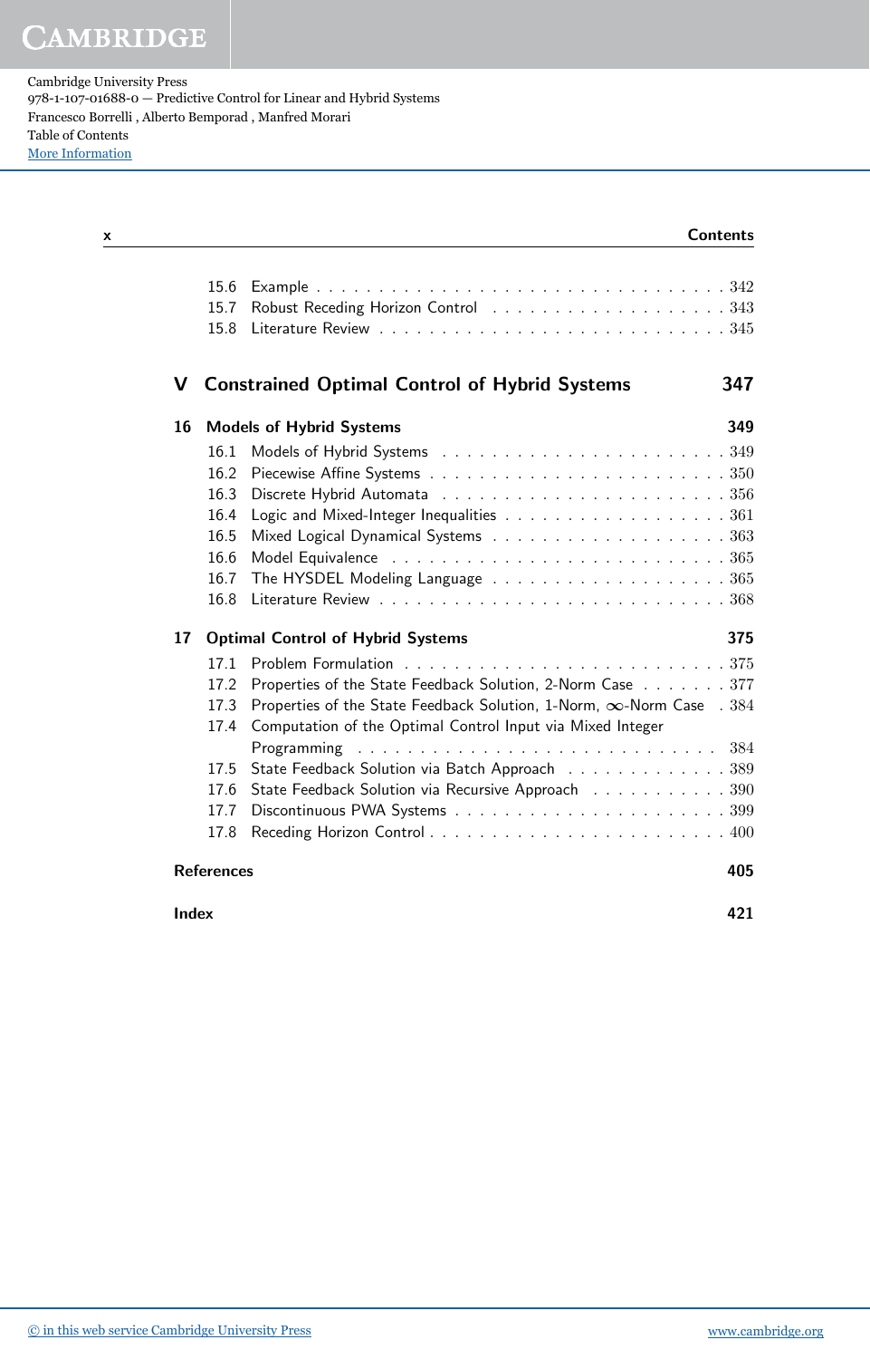15.6 Example . . . . . . . . . . . . . . . . . . . . . . . . . . . . . 342
15.7 Robust Receding Horizon Control . . . . . . . . . . . . . . . . . . 343
15.8 Literature Review . . . . . . . . . . . . . . . . . . . . . . . . . . 345

# V Constrained Optimal Control of Hybrid Systems 347

## 16 Models of Hybrid Systems 349

16.1 Models of Hybrid Systems . . . . . . . . . . . . . . . . . . . . . 349
16.2 Piecewise Affine Systems . . . . . . . . . . . . . . . . . . . . . . 350
16.3 Discrete Hybrid Automata . . . . . . . . . . . . . . . . . . . . . 356
16.4 Logic and Mixed-Integer Inequalities . . . . . . . . . . . . . . . . 361
16.5 Mixed Logical Dynamical Systems . . . . . . . . . . . . . . . . . 363
16.6 Model Equivalence . . . . . . . . . . . . . . . . . . . . . . . . . 365
16.7 The HYSDEL Modeling Language . . . . . . . . . . . . . . . . . 365
16.8 Literature Review . . . . . . . . . . . . . . . . . . . . . . . . . . 368

## 17 Optimal Control of Hybrid Systems 375

17.1 Problem Formulation . . . . . . . . . . . . . . . . . . . . . . . . 375
17.2 Properties of the State Feedback Solution, 2-Norm Case . . . . . . . 377
17.3 Properties of the State Feedback Solution, 1-Norm, $\infty$-Norm Case . 384
17.4 Computation of the Optimal Control Input via Mixed Integer Programming . . . . . . . . . . . . . . . . . . . . . . . . . . . 384
17.5 State Feedback Solution via Batch Approach . . . . . . . . . . . . 389
17.6 State Feedback Solution via Recursive Approach . . . . . . . . . . 390
17.7 Discontinuous PWA Systems . . . . . . . . . . . . . . . . . . . . . 399
17.8 Receding Horizon Control . . . . . . . . . . . . . . . . . . . . . . 400

## References 405

## Index 421